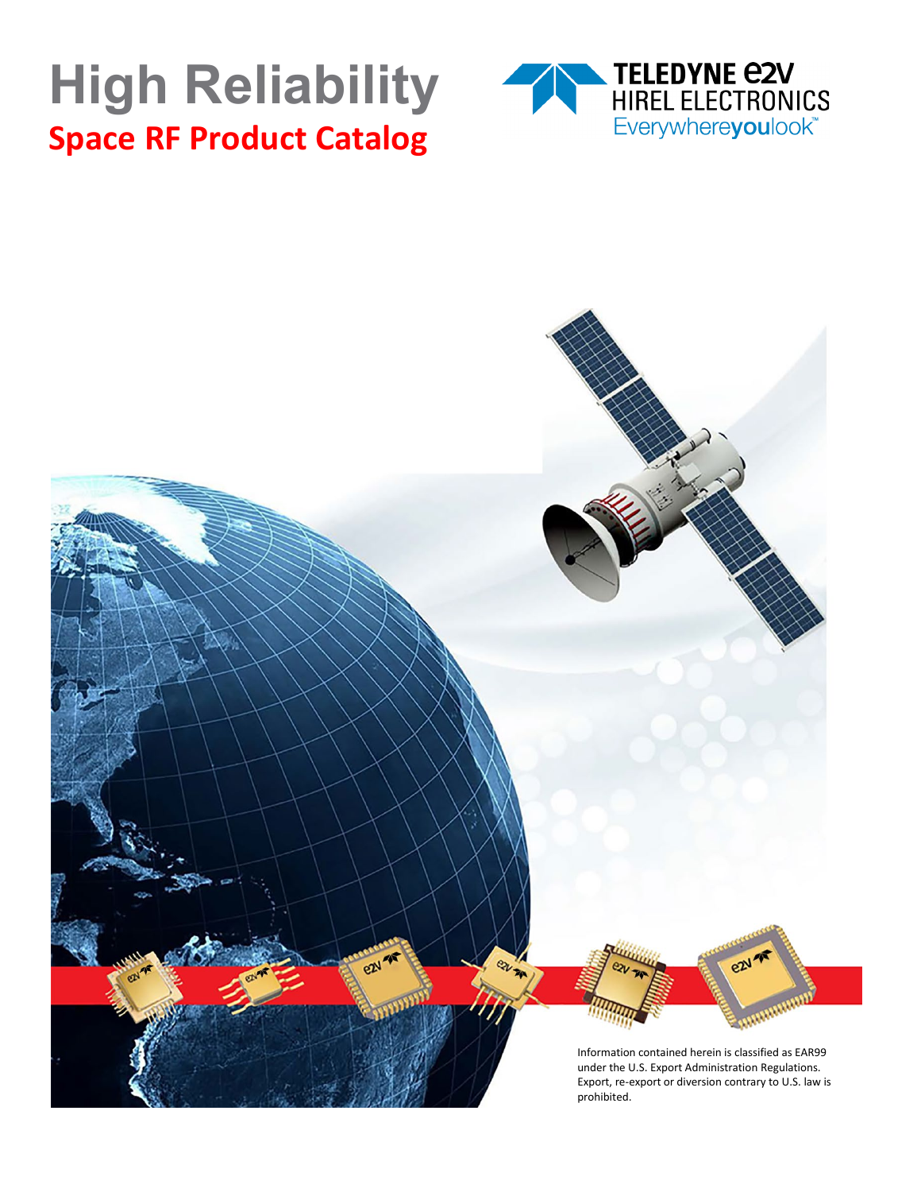# High Reliability

## Space RF Product Catalog

TELEDYNE e2V
HIREL ELECTRONICS
Everywhereyoulook™

Information contained herein is classified as EAR99 under the U.S. Export Administration Regulations. Export, re-export or diversion contrary to U.S. law is prohibited.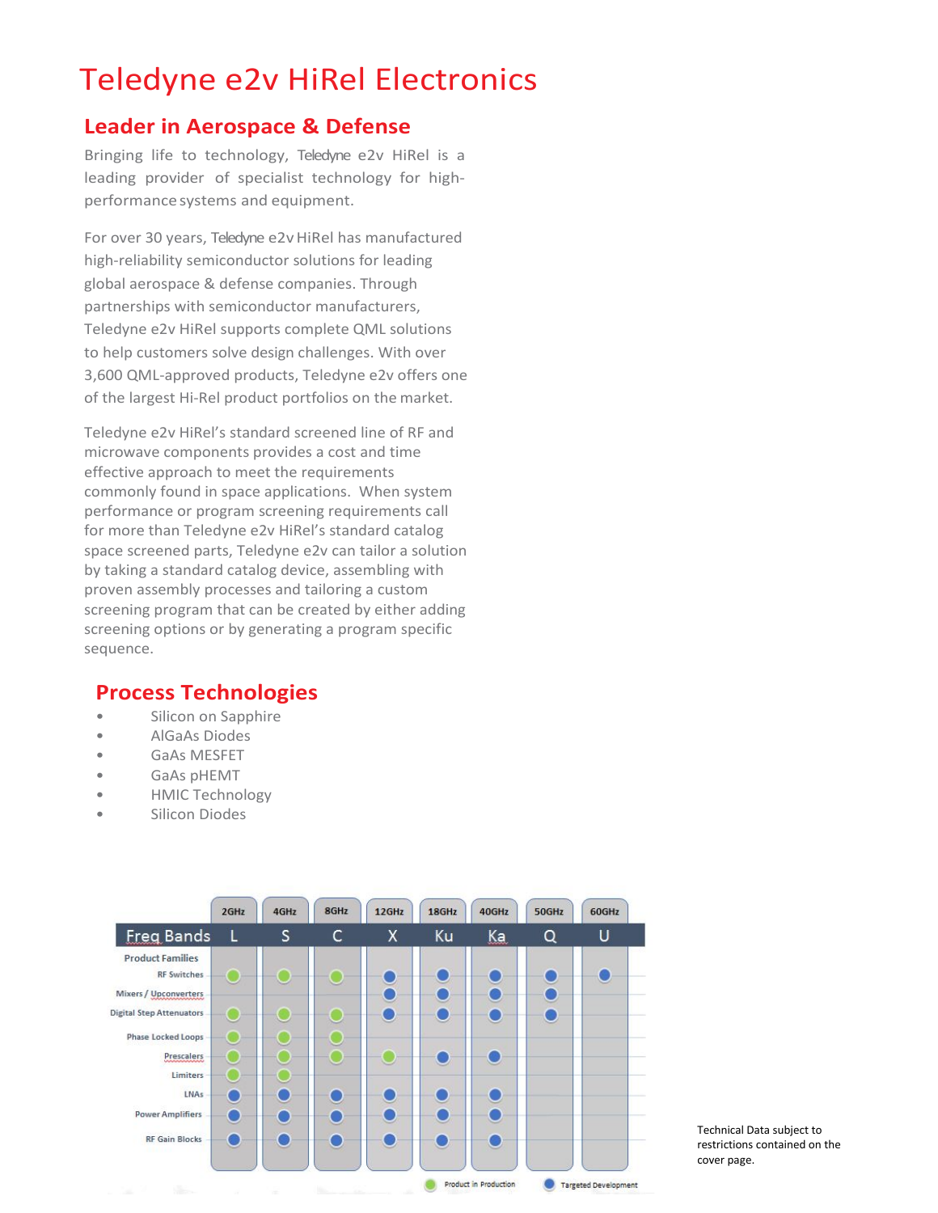# Teledyne e2v HiRel Electronics

## Leader in Aerospace & Defense

Bringing life to technology, Teledyne e2v HiRel is a leading provider of specialist technology for high-performance systems and equipment.

For over 30 years, Teledyne e2v HiRel has manufactured high-reliability semiconductor solutions for leading global aerospace & defense companies. Through partnerships with semiconductor manufacturers, Teledyne e2v HiRel supports complete QML solutions to help customers solve design challenges. With over 3,600 QML-approved products, Teledyne e2v offers one of the largest Hi-Rel product portfolios on the market.

Teledyne e2v HiRel's standard screened line of RF and microwave components provides a cost and time effective approach to meet the requirements commonly found in space applications. When system performance or program screening requirements call for more than Teledyne e2v HiRel's standard catalog space screened parts, Teledyne e2v can tailor a solution by taking a standard catalog device, assembling with proven assembly processes and tailoring a custom screening program that can be created by either adding screening options or by generating a program specific sequence.

## Process Technologies

- Silicon on Sapphire
- AlGaAs Diodes
- GaAs MESFET
- GaAs pHEMT
- HMIC Technology
- Silicon Diodes

| | 2GHz | 4GHz | 8GHz | 12GHz | 18GHz | 40GHz | 50GHz | 60GHz |
|---|---|---|---|---|---|---|---|---|
| Freq Bands | L | S | C | X | Ku | Ka | Q | U |
| Product Families | | | | | | | | |
| RF Switches | Product in Production | Product in Production | Product in Production | Targeted Development | Targeted Development | Targeted Development | Targeted Development | Targeted Development |
| Mixers / Upconverters | | | | Targeted Development | Targeted Development | Targeted Development | Targeted Development | |
| Digital Step Attenuators | Product in Production | Product in Production | Product in Production | Targeted Development | Targeted Development | Targeted Development | Targeted Development | |
| Phase Locked Loops | Product in Production | Product in Production | Product in Production | | | | | |
| Prescalers | Product in Production | Product in Production | Product in Production | Product in Production | Targeted Development | Targeted Development | | |
| Limiters | Product in Production | Product in Production | | | | | | |
| LNAs | Targeted Development | Targeted Development | Targeted Development | Targeted Development | Targeted Development | Targeted Development | | |
| Power Amplifiers | Targeted Development | Targeted Development | Targeted Development | Targeted Development | Targeted Development | Targeted Development | | |
| RF Gain Blocks | Targeted Development | Targeted Development | Targeted Development | Targeted Development | Targeted Development | Targeted Development | | |

Product in Production    Targeted Development

Technical Data subject to restrictions contained on the cover page.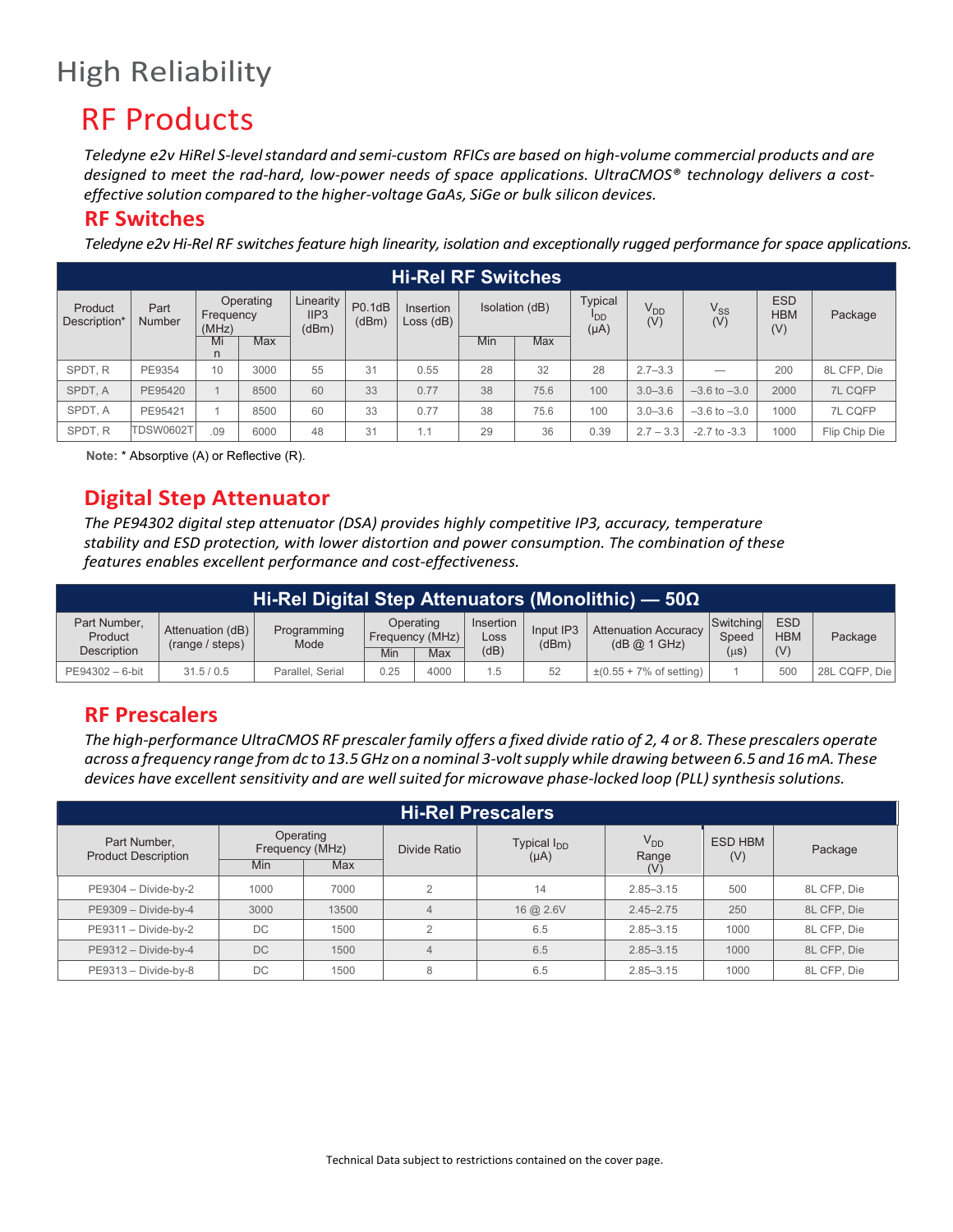# High Reliability

## RF Products

*Teledyne e2v HiRel S-level standard and semi-custom RFICs are based on high-volume commercial products and are designed to meet the rad-hard, low-power needs of space applications. UltraCMOS® technology delivers a cost-effective solution compared to the higher-voltage GaAs, SiGe or bulk silicon devices.*

### RF Switches

*Teledyne e2v Hi-Rel RF switches feature high linearity, isolation and exceptionally rugged performance for space applications.*

**Hi-Rel RF Switches**

| Product Description* | Part Number | Operating Frequency (MHz) | | Linearity IIP3 (dBm) | P0.1dB (dBm) | Insertion Loss (dB) | Isolation (dB) | | Typical $I_{DD}$ (µA) | $V_{DD}$ (V) | $V_{SS}$ (V) | ESD HBM (V) | Package |
|---|---|---|---|---|---|---|---|---|---|---|---|---|---|
| | | Min | Max | | | | Min | Max | | | | | |
| SPDT, R | PE9354 | 10 | 3000 | 55 | 31 | 0.55 | 28 | 32 | 28 | 2.7–3.3 | — | 200 | 8L CFP, Die |
| SPDT, A | PE95420 | 1 | 8500 | 60 | 33 | 0.77 | 38 | 75.6 | 100 | 3.0–3.6 | –3.6 to –3.0 | 2000 | 7L CQFP |
| SPDT, A | PE95421 | 1 | 8500 | 60 | 33 | 0.77 | 38 | 75.6 | 100 | 3.0–3.6 | –3.6 to –3.0 | 1000 | 7L CQFP |
| SPDT, R | TDSW0602T | .09 | 6000 | 48 | 31 | 1.1 | 29 | 36 | 0.39 | 2.7 – 3.3 | -2.7 to -3.3 | 1000 | Flip Chip Die |

**Note:** * Absorptive (A) or Reflective (R).

### Digital Step Attenuator

*The PE94302 digital step attenuator (DSA) provides highly competitive IP3, accuracy, temperature stability and ESD protection, with lower distortion and power consumption. The combination of these features enables excellent performance and cost-effectiveness.*

**Hi-Rel Digital Step Attenuators (Monolithic) — 50Ω**

| Part Number, Product Description | Attenuation (dB) (range / steps) | Programming Mode | Operating Frequency (MHz) | | Insertion Loss (dB) | Input IP3 (dBm) | Attenuation Accuracy (dB @ 1 GHz) | Switching Speed (µs) | ESD HBM (V) | Package |
|---|---|---|---|---|---|---|---|---|---|---|
| | | | Min | Max | | | | | | |
| PE94302 – 6-bit | 31.5 / 0.5 | Parallel, Serial | 0.25 | 4000 | 1.5 | 52 | ±(0.55 + 7% of setting) | 1 | 500 | 28L CQFP, Die |

### RF Prescalers

*The high-performance UltraCMOS RF prescaler family offers a fixed divide ratio of 2, 4 or 8. These prescalers operate across a frequency range from dc to 13.5 GHz on a nominal 3-volt supply while drawing between 6.5 and 16 mA. These devices have excellent sensitivity and are well suited for microwave phase-locked loop (PLL) synthesis solutions.*

**Hi-Rel Prescalers**

| Part Number, Product Description | Operating Frequency (MHz) | | Divide Ratio | Typical $I_{DD}$ (µA) | $V_{DD}$ Range (V) | ESD HBM (V) | Package |
|---|---|---|---|---|---|---|---|
| | Min | Max | | | | | |
| PE9304 – Divide-by-2 | 1000 | 7000 | 2 | 14 | 2.85–3.15 | 500 | 8L CFP, Die |
| PE9309 – Divide-by-4 | 3000 | 13500 | 4 | 16 @ 2.6V | 2.45–2.75 | 250 | 8L CFP, Die |
| PE9311 – Divide-by-2 | DC | 1500 | 2 | 6.5 | 2.85–3.15 | 1000 | 8L CFP, Die |
| PE9312 – Divide-by-4 | DC | 1500 | 4 | 6.5 | 2.85–3.15 | 1000 | 8L CFP, Die |
| PE9313 – Divide-by-8 | DC | 1500 | 8 | 6.5 | 2.85–3.15 | 1000 | 8L CFP, Die |

Technical Data subject to restrictions contained on the cover page.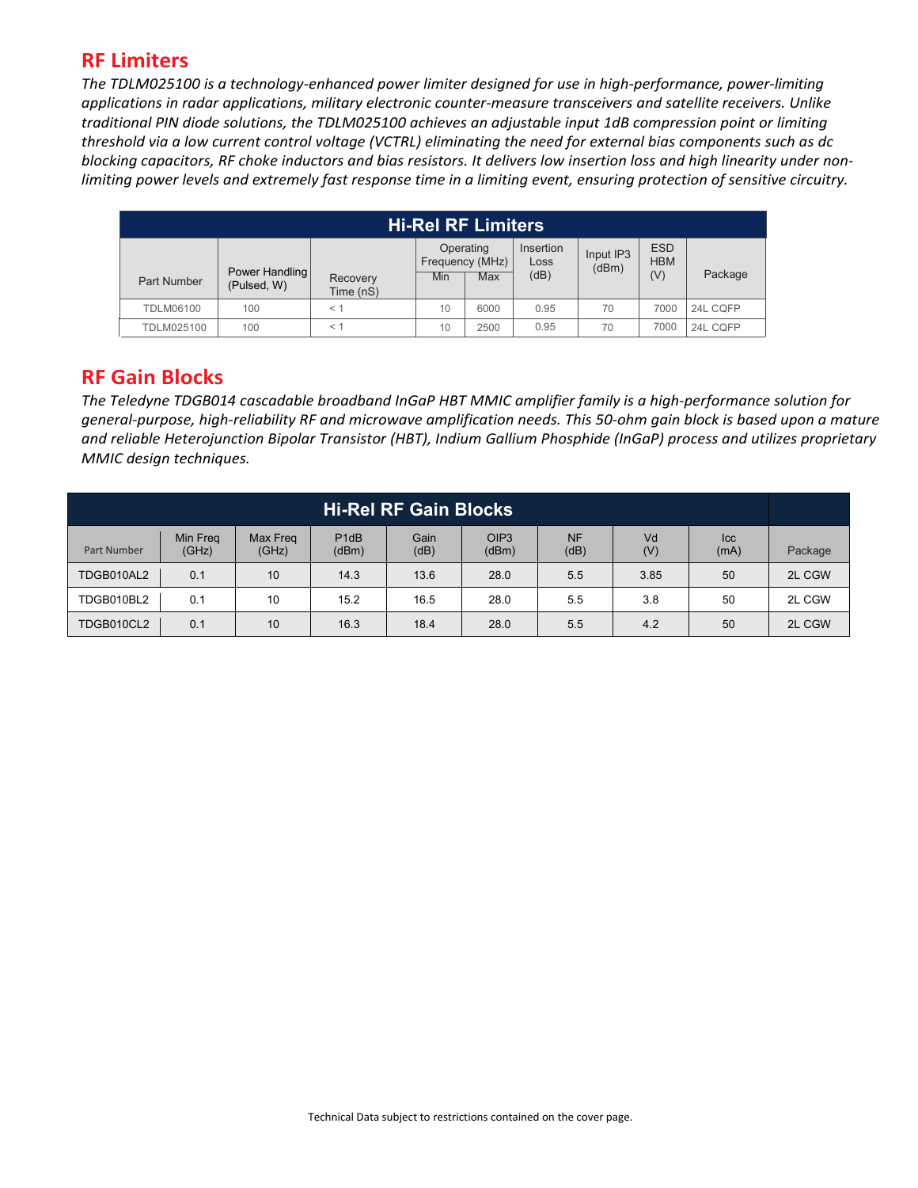## RF Limiters

*The TDLM025100 is a technology-enhanced power limiter designed for use in high-performance, power-limiting applications in radar applications, military electronic counter-measure transceivers and satellite receivers. Unlike traditional PIN diode solutions, the TDLM025100 achieves an adjustable input 1dB compression point or limiting threshold via a low current control voltage (VCTRL) eliminating the need for external bias components such as dc blocking capacitors, RF choke inductors and bias resistors. It delivers low insertion loss and high linearity under non-limiting power levels and extremely fast response time in a limiting event, ensuring protection of sensitive circuitry.*

| Hi-Rel RF Limiters | | | | | | | | |
|---|---|---|---|---|---|---|---|---|
| Part Number | Power Handling (Pulsed, W) | Recovery Time (nS) | Operating Frequency (MHz) | | Insertion Loss (dB) | Input IP3 (dBm) | ESD HBM (V) | Package |
| | | | Min | Max | | | | |
| TDLM06100 | 100 | < 1 | 10 | 6000 | 0.95 | 70 | 7000 | 24L CQFP |
| TDLM025100 | 100 | < 1 | 10 | 2500 | 0.95 | 70 | 7000 | 24L CQFP |

## RF Gain Blocks

*The Teledyne TDGB014 cascadable broadband InGaP HBT MMIC amplifier family is a high-performance solution for general-purpose, high-reliability RF and microwave amplification needs. This 50-ohm gain block is based upon a mature and reliable Heterojunction Bipolar Transistor (HBT), Indium Gallium Phosphide (InGaP) process and utilizes proprietary MMIC design techniques.*

| Hi-Rel RF Gain Blocks | | | | | | | | | |
|---|---|---|---|---|---|---|---|---|---|
| Part Number | Min Freq (GHz) | Max Freq (GHz) | P1dB (dBm) | Gain (dB) | OIP3 (dBm) | NF (dB) | Vd (V) | Icc (mA) | Package |
| TDGB010AL2 | 0.1 | 10 | 14.3 | 13.6 | 28.0 | 5.5 | 3.85 | 50 | 2L CGW |
| TDGB010BL2 | 0.1 | 10 | 15.2 | 16.5 | 28.0 | 5.5 | 3.8 | 50 | 2L CGW |
| TDGB010CL2 | 0.1 | 10 | 16.3 | 18.4 | 28.0 | 5.5 | 4.2 | 50 | 2L CGW |

Technical Data subject to restrictions contained on the cover page.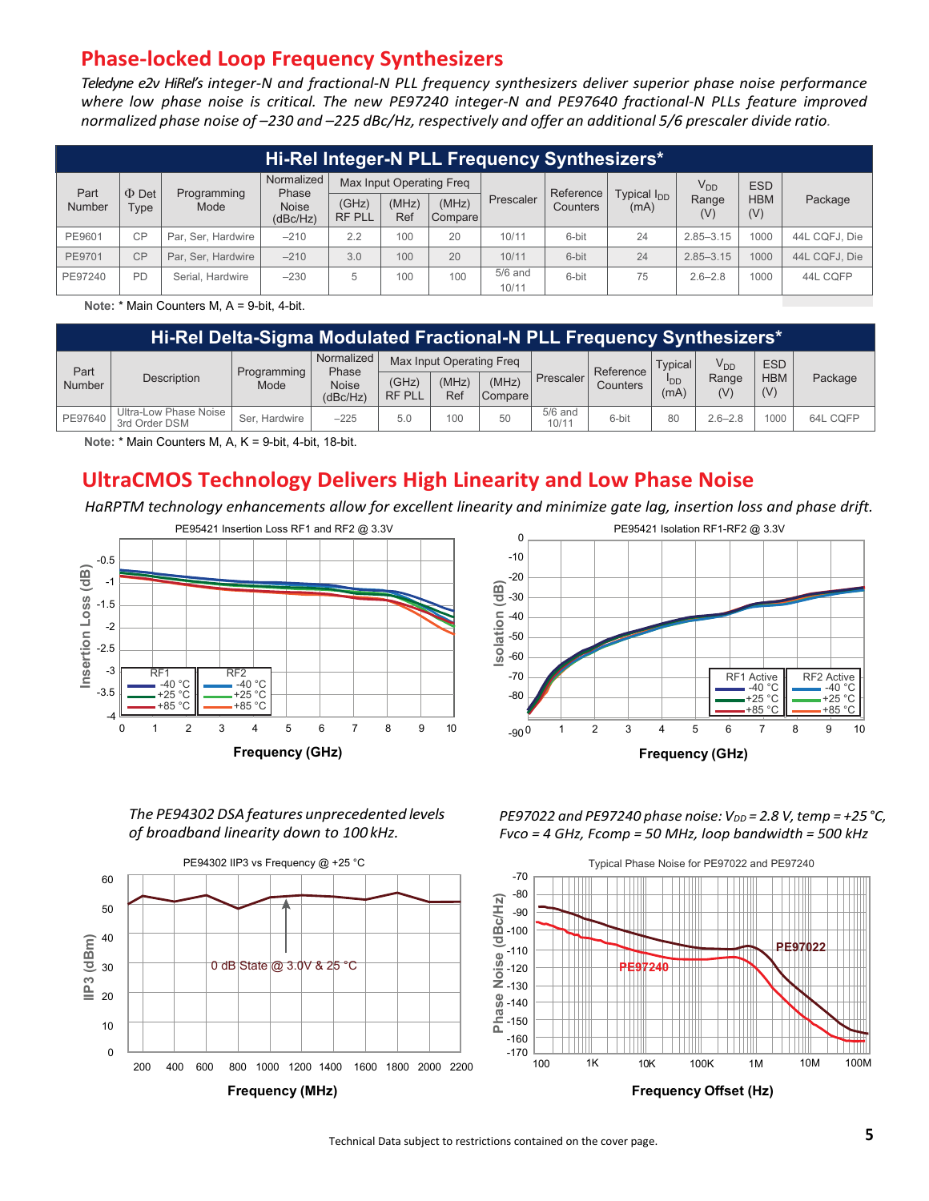## Phase-locked Loop Frequency Synthesizers

*Teledyne e2v HiRel's integer-N and fractional-N PLL frequency synthesizers deliver superior phase noise performance where low phase noise is critical. The new PE97240 integer-N and PE97640 fractional-N PLLs feature improved normalized phase noise of –230 and –225 dBc/Hz, respectively and offer an additional 5/6 prescaler divide ratio.*

**Hi-Rel Integer-N PLL Frequency Synthesizers***

| Part Number | Φ Det Type | Programming Mode | Normalized Phase Noise (dBc/Hz) | Max Input Operating Freq (GHz) RF PLL | (MHz) Ref | (MHz) Compare | Prescaler | Reference Counters | Typical $I_{DD}$ (mA) | $V_{DD}$ Range (V) | ESD HBM (V) | Package |
|---|---|---|---|---|---|---|---|---|---|---|---|---|
| PE9601 | CP | Par, Ser, Hardwire | –210 | 2.2 | 100 | 20 | 10/11 | 6-bit | 24 | 2.85–3.15 | 1000 | 44L CQFJ, Die |
| PE9701 | CP | Par, Ser, Hardwire | –210 | 3.0 | 100 | 20 | 10/11 | 6-bit | 24 | 2.85–3.15 | 1000 | 44L CQFJ, Die |
| PE97240 | PD | Serial, Hardwire | –230 | 5 | 100 | 100 | 5/6 and 10/11 | 6-bit | 75 | 2.6–2.8 | 1000 | 44L CQFP |

**Note:** * Main Counters M, A = 9-bit, 4-bit.

**Hi-Rel Delta-Sigma Modulated Fractional-N PLL Frequency Synthesizers***

| Part Number | Description | Programming Mode | Normalized Phase Noise (dBc/Hz) | Max Input Operating Freq (GHz) RF PLL | (MHz) Ref | (MHz) Compare | Prescaler | Reference Counters | Typical $I_{DD}$ (mA) | $V_{DD}$ Range (V) | ESD HBM (V) | Package |
|---|---|---|---|---|---|---|---|---|---|---|---|---|
| PE97640 | Ultra-Low Phase Noise 3rd Order DSM | Ser, Hardwire | –225 | 5.0 | 100 | 50 | 5/6 and 10/11 | 6-bit | 80 | 2.6–2.8 | 1000 | 64L CQFP |

**Note:** * Main Counters M, A, K = 9-bit, 4-bit, 18-bit.

## UltraCMOS Technology Delivers High Linearity and Low Phase Noise

*HaRPTM technology enhancements allow for excellent linearity and minimize gate lag, insertion loss and phase drift.*

PE95421 Insertion Loss RF1 and RF2 @ 3.3V

PE95421 Isolation RF1-RF2 @ 3.3V

*The PE94302 DSA features unprecedented levels of broadband linearity down to 100 kHz.*

PE94302 IIP3 vs Frequency @ +25 °C

*PE97022 and PE97240 phase noise: $V_{DD}$ = 2.8 V, temp = +25 °C, Fvco = 4 GHz, Fcomp = 50 MHz, loop bandwidth = 500 kHz*

Typical Phase Noise for PE97022 and PE97240

Technical Data subject to restrictions contained on the cover page.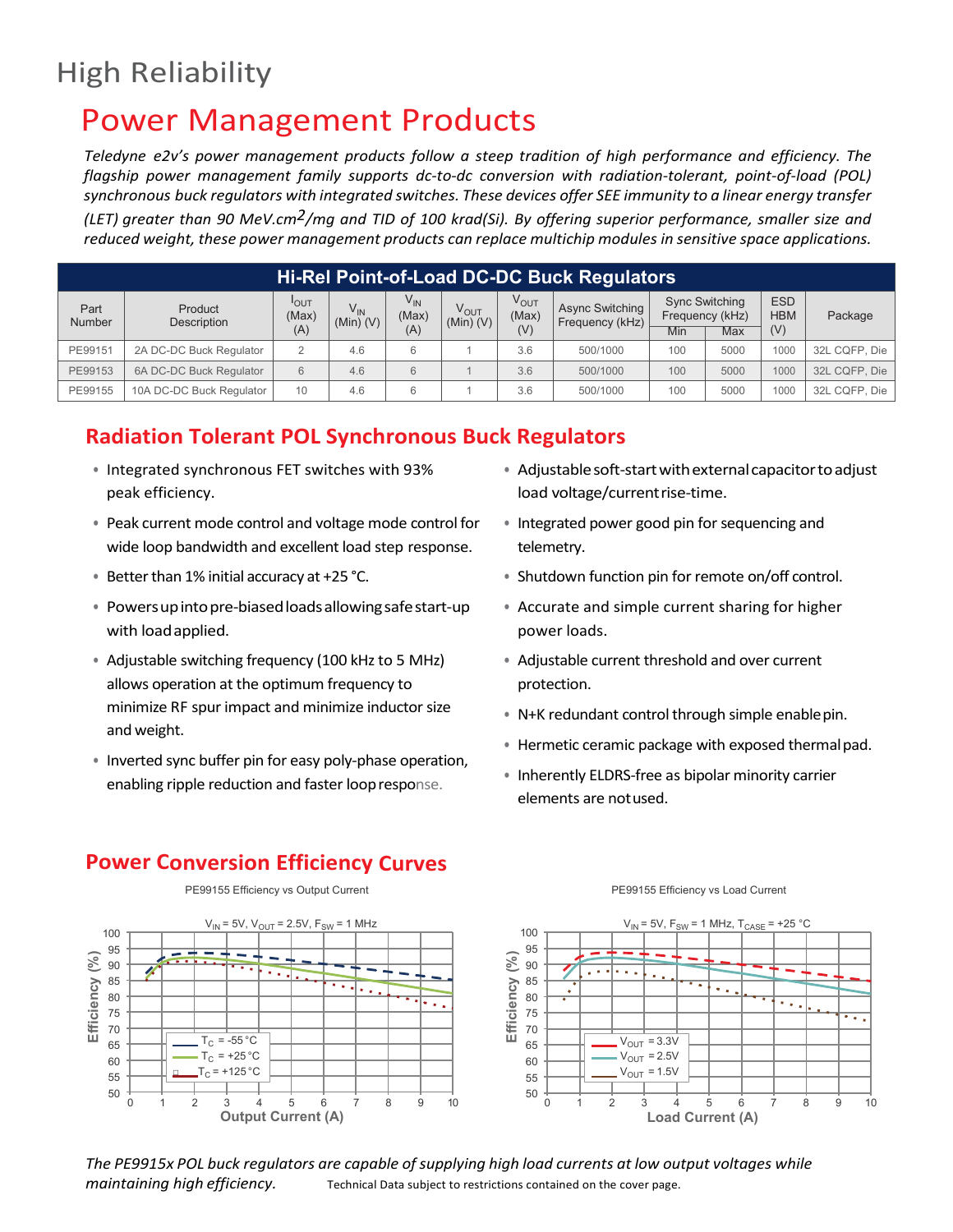# High Reliability

# Power Management Products

*Teledyne e2v's power management products follow a steep tradition of high performance and efficiency. The flagship power management family supports dc-to-dc conversion with radiation-tolerant, point-of-load (POL) synchronous buck regulators with integrated switches. These devices offer SEE immunity to a linear energy transfer (LET) greater than 90 MeV.cm$^2$/mg and TID of 100 krad(Si). By offering superior performance, smaller size and reduced weight, these power management products can replace multichip modules in sensitive space applications.*

**Hi-Rel Point-of-Load DC-DC Buck Regulators**

| Part Number | Product Description | $I_{OUT}$ (Max) (A) | $V_{IN}$ (Min) (V) | $V_{IN}$ (Max) (A) | $V_{OUT}$ (Min) (V) | $V_{OUT}$ (Max) (V) | Async Switching Frequency (kHz) | Sync Switching Frequency (kHz) | | ESD HBM (V) | Package |
|---|---|---|---|---|---|---|---|---|---|---|---|
| | | | | | | | | Min | Max | | |
| PE99151 | 2A DC-DC Buck Regulator | 2 | 4.6 | 6 | 1 | 3.6 | 500/1000 | 100 | 5000 | 1000 | 32L CQFP, Die |
| PE99153 | 6A DC-DC Buck Regulator | 6 | 4.6 | 6 | 1 | 3.6 | 500/1000 | 100 | 5000 | 1000 | 32L CQFP, Die |
| PE99155 | 10A DC-DC Buck Regulator | 10 | 4.6 | 6 | 1 | 3.6 | 500/1000 | 100 | 5000 | 1000 | 32L CQFP, Die |

## Radiation Tolerant POL Synchronous Buck Regulators

- Integrated synchronous FET switches with 93% peak efficiency.
- Peak current mode control and voltage mode control for wide loop bandwidth and excellent load step response.
- Better than 1% initial accuracy at +25 °C.
- Powers up into pre-biased loads allowing safe start-up with load applied.
- Adjustable switching frequency (100 kHz to 5 MHz) allows operation at the optimum frequency to minimize RF spur impact and minimize inductor size and weight.
- Inverted sync buffer pin for easy poly-phase operation, enabling ripple reduction and faster loop response.
- Adjustable soft-start with external capacitor to adjust load voltage/current rise-time.
- Integrated power good pin for sequencing and telemetry.
- Shutdown function pin for remote on/off control.
- Accurate and simple current sharing for higher power loads.
- Adjustable current threshold and over current protection.
- N+K redundant control through simple enable pin.
- Hermetic ceramic package with exposed thermal pad.
- Inherently ELDRS-free as bipolar minority carrier elements are not used.

## Power Conversion Efficiency Curves

PE99155 Efficiency vs Output Current

$V_{IN}$ = 5V, $V_{OUT}$ = 2.5V, $F_{SW}$ = 1 MHz

Legend: $T_C$ = -55 °C; $T_C$ = +25 °C; $T_C$ = +125 °C. Axes: Efficiency (%) (50–100) vs Output Current (A) (0–10).

PE99155 Efficiency vs Load Current

$V_{IN}$ = 5V, $F_{SW}$ = 1 MHz, $T_{CASE}$ = +25 °C

Legend: $V_{OUT}$ = 3.3V; $V_{OUT}$ = 2.5V; $V_{OUT}$ = 1.5V. Axes: Efficiency (%) (50–100) vs Load Current (A) (0–10).

*The PE9915x POL buck regulators are capable of supplying high load currents at low output voltages while maintaining high efficiency.*

Technical Data subject to restrictions contained on the cover page.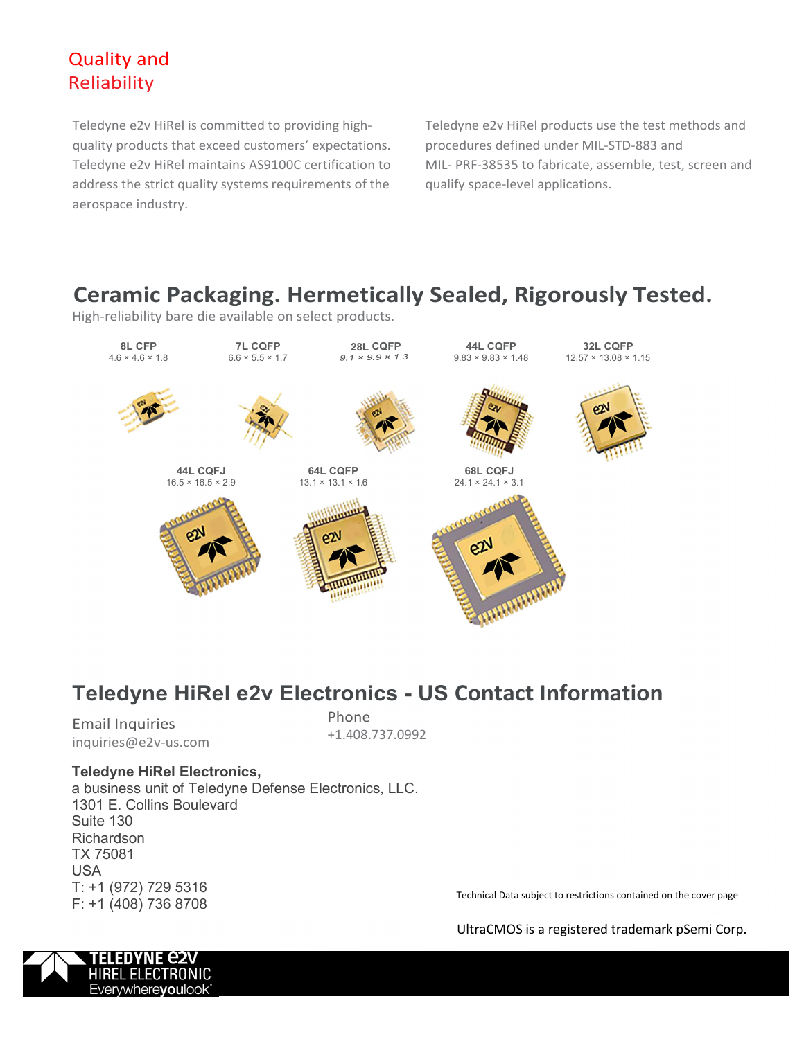## Quality and Reliability

Teledyne e2v HiRel is committed to providing high-quality products that exceed customers' expectations. Teledyne e2v HiRel maintains AS9100C certification to address the strict quality systems requirements of the aerospace industry.

Teledyne e2v HiRel products use the test methods and procedures defined under MIL-STD-883 and MIL- PRF-38535 to fabricate, assemble, test, screen and qualify space-level applications.

## Ceramic Packaging. Hermetically Sealed, Rigorously Tested.

High-reliability bare die available on select products.

**8L CFP**
4.6 × 4.6 × 1.8

**7L CQFP**
6.6 × 5.5 × 1.7

**28L CQFP**
9.1 × 9.9 × 1.3

**44L CQFP**
9.83 × 9.83 × 1.48

**32L CQFP**
12.57 × 13.08 × 1.15

**44L CQFJ**
16.5 × 16.5 × 2.9

**64L CQFP**
13.1 × 13.1 × 1.6

**68L CQFJ**
24.1 × 24.1 × 3.1

## Teledyne HiRel e2v Electronics - US Contact Information

Email Inquiries
inquiries@e2v-us.com

Phone
+1.408.737.0992

**Teledyne HiRel Electronics,**
a business unit of Teledyne Defense Electronics, LLC.
1301 E. Collins Boulevard
Suite 130
Richardson
TX 75081
USA
T: +1 (972) 729 5316
F: +1 (408) 736 8708

Technical Data subject to restrictions contained on the cover page

UltraCMOS is a registered trademark pSemi Corp.

TELEDYNE e2v
HIREL ELECTRONIC
Everywhereyoulook™